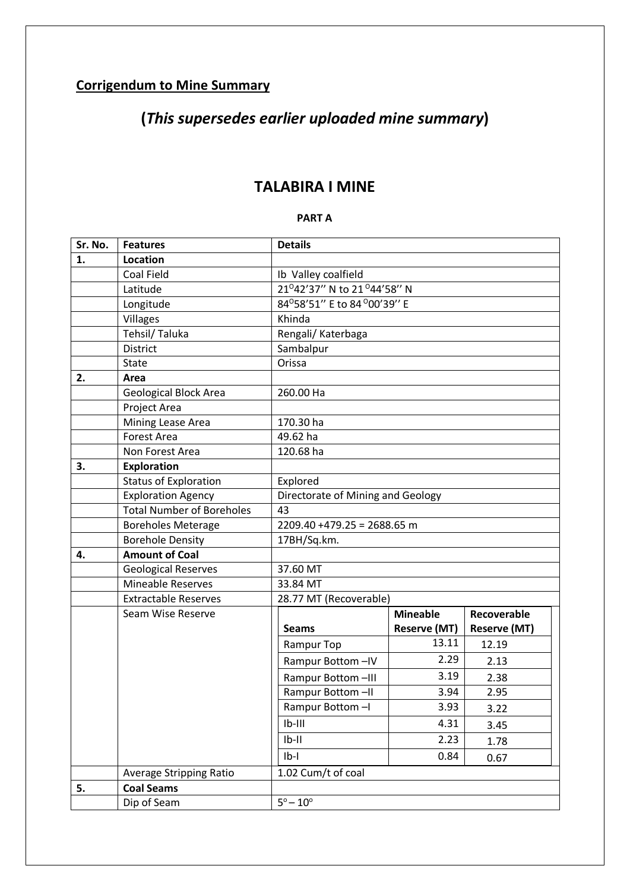**Corrigendum to Mine Summary**

## (*This supersedes earlier uploaded mine summary*)

# TALABIRA I MINE

**PART A**

| Sr. No. | Features | Details | | |
|---|---|---|---|---|
| **1.** | **Location** | | | |
| | Coal Field | Ib Valley coalfield | | |
| | Latitude | 21°42'37'' N to 21°44'58'' N | | |
| | Longitude | 84°58'51'' E to 84°00'39'' E | | |
| | Villages | Khinda | | |
| | Tehsil/ Taluka | Rengali/ Katerbaga | | |
| | District | Sambalpur | | |
| | State | Orissa | | |
| **2.** | **Area** | | | |
| | Geological Block Area | 260.00 Ha | | |
| | Project Area | | | |
| | Mining Lease Area | 170.30 ha | | |
| | Forest Area | 49.62 ha | | |
| | Non Forest Area | 120.68 ha | | |
| **3.** | **Exploration** | | | |
| | Status of Exploration | Explored | | |
| | Exploration Agency | Directorate of Mining and Geology | | |
| | Total Number of Boreholes | 43 | | |
| | Boreholes Meterage | 2209.40 +479.25 = 2688.65 m | | |
| | Borehole Density | 17BH/Sq.km. | | |
| **4.** | **Amount of Coal** | | | |
| | Geological Reserves | 37.60 MT | | |
| | Mineable Reserves | 33.84 MT | | |
| | Extractable Reserves | 28.77 MT (Recoverable) | | |
| | Seam Wise Reserve | **Seams** | **Mineable Reserve (MT)** | **Recoverable Reserve (MT)** |
| | | Rampur Top | 13.11 | 12.19 |
| | | Rampur Bottom –IV | 2.29 | 2.13 |
| | | Rampur Bottom –III | 3.19 | 2.38 |
| | | Rampur Bottom –II | 3.94 | 2.95 |
| | | Rampur Bottom –I | 3.93 | 3.22 |
| | | Ib-III | 4.31 | 3.45 |
| | | Ib-II | 2.23 | 1.78 |
| | | Ib-I | 0.84 | 0.67 |
| | Average Stripping Ratio | 1.02 Cum/t of coal | | |
| **5.** | **Coal Seams** | | | |
| | Dip of Seam | 5° – 10° | | |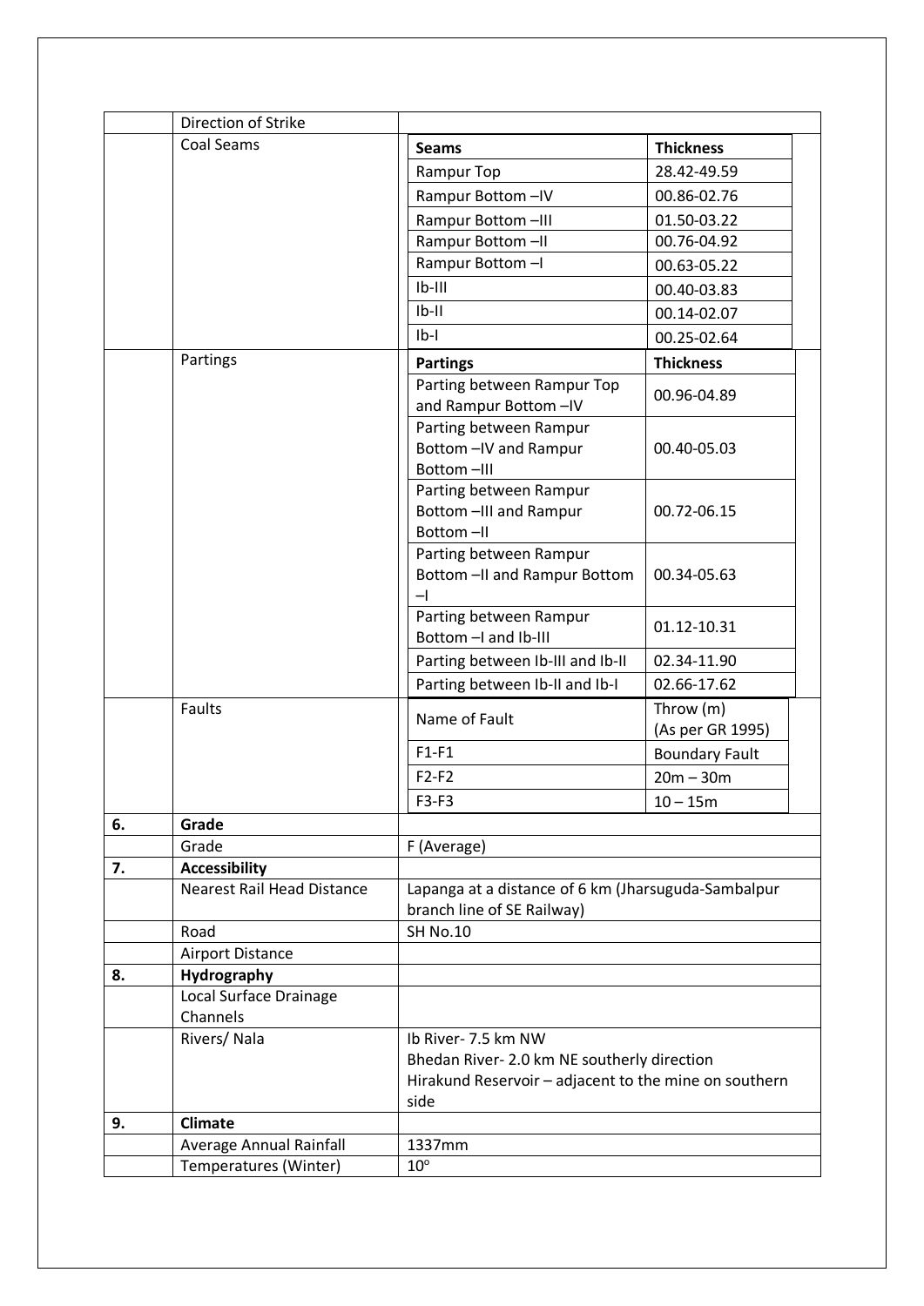| | | |
|---|---|---|
| | Direction of Strike | |
| | Coal Seams | <table><tr><th>Seams</th><th>Thickness</th></tr><tr><td>Rampur Top</td><td>28.42-49.59</td></tr><tr><td>Rampur Bottom –IV</td><td>00.86-02.76</td></tr><tr><td>Rampur Bottom –III</td><td>01.50-03.22</td></tr><tr><td>Rampur Bottom –II</td><td>00.76-04.92</td></tr><tr><td>Rampur Bottom –I</td><td>00.63-05.22</td></tr><tr><td>Ib-III</td><td>00.40-03.83</td></tr><tr><td>Ib-II</td><td>00.14-02.07</td></tr><tr><td>Ib-I</td><td>00.25-02.64</td></tr></table> |
| | Partings | <table><tr><th>Partings</th><th>Thickness</th></tr><tr><td>Parting between Rampur Top and Rampur Bottom –IV</td><td>00.96-04.89</td></tr><tr><td>Parting between Rampur Bottom –IV and Rampur Bottom –III</td><td>00.40-05.03</td></tr><tr><td>Parting between Rampur Bottom –III and Rampur Bottom –II</td><td>00.72-06.15</td></tr><tr><td>Parting between Rampur Bottom –II and Rampur Bottom –I</td><td>00.34-05.63</td></tr><tr><td>Parting between Rampur Bottom –I and Ib-III</td><td>01.12-10.31</td></tr><tr><td>Parting between Ib-III and Ib-II</td><td>02.34-11.90</td></tr><tr><td>Parting between Ib-II and Ib-I</td><td>02.66-17.62</td></tr></table> |
| | Faults | <table><tr><th>Name of Fault</th><th>Throw (m) (As per GR 1995)</th></tr><tr><td>F1-F1</td><td>Boundary Fault</td></tr><tr><td>F2-F2</td><td>20m – 30m</td></tr><tr><td>F3-F3</td><td>10 – 15m</td></tr></table> |
| **6.** | **Grade** | |
| | Grade | F (Average) |
| **7.** | **Accessibility** | |
| | Nearest Rail Head Distance | Lapanga at a distance of 6 km (Jharsuguda-Sambalpur branch line of SE Railway) |
| | Road | SH No.10 |
| | Airport Distance | |
| **8.** | **Hydrography** | |
| | Local Surface Drainage Channels | |
| | Rivers/ Nala | Ib River- 7.5 km NW<br>Bhedan River- 2.0 km NE southerly direction<br>Hirakund Reservoir – adjacent to the mine on southern side |
| **9.** | **Climate** | |
| | Average Annual Rainfall | 1337mm |
| | Temperatures (Winter) | $10^{o}$ |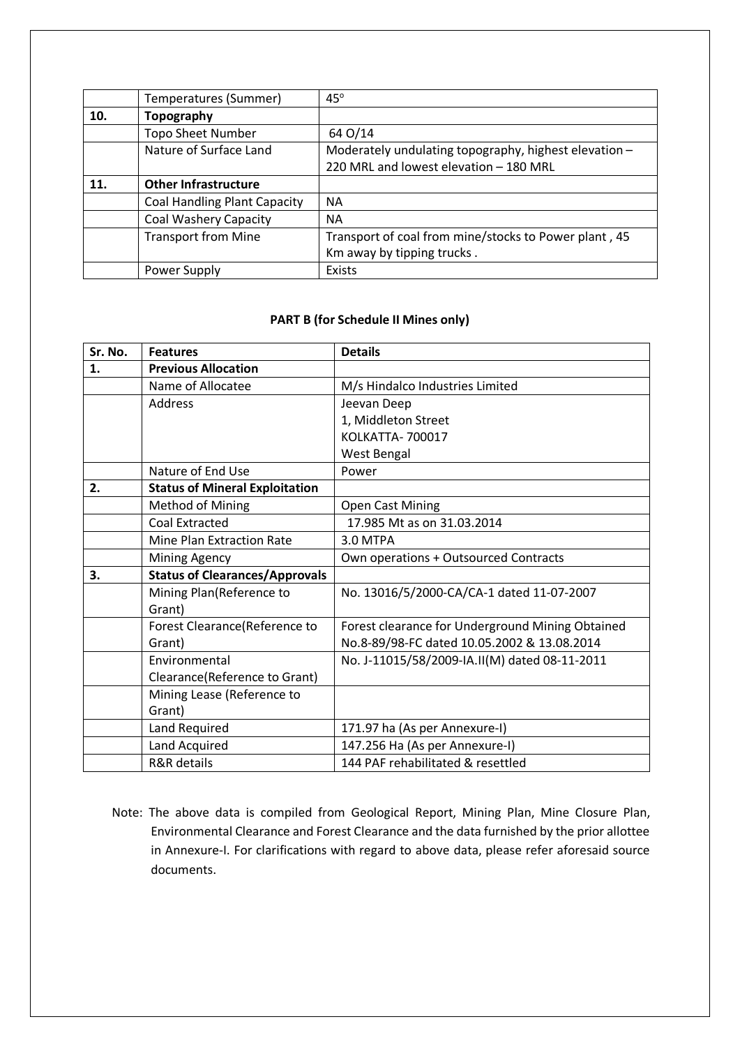| | | |
|---|---|---|
| | Temperatures (Summer) | 45° |
| **10.** | **Topography** | |
| | Topo Sheet Number | 64 O/14 |
| | Nature of Surface Land | Moderately undulating topography, highest elevation – 220 MRL and lowest elevation – 180 MRL |
| **11.** | **Other Infrastructure** | |
| | Coal Handling Plant Capacity | NA |
| | Coal Washery Capacity | NA |
| | Transport from Mine | Transport of coal from mine/stocks to Power plant , 45 Km away by tipping trucks . |
| | Power Supply | Exists |

**PART B (for Schedule II Mines only)**

| Sr. No. | Features | Details |
|---|---|---|
| **1.** | **Previous Allocation** | |
| | Name of Allocatee | M/s Hindalco Industries Limited |
| | Address | Jeevan Deep<br>1, Middleton Street<br>KOLKATTA- 700017<br>West Bengal |
| | Nature of End Use | Power |
| **2.** | **Status of Mineral Exploitation** | |
| | Method of Mining | Open Cast Mining |
| | Coal Extracted | 17.985 Mt as on 31.03.2014 |
| | Mine Plan Extraction Rate | 3.0 MTPA |
| | Mining Agency | Own operations + Outsourced Contracts |
| **3.** | **Status of Clearances/Approvals** | |
| | Mining Plan(Reference to Grant) | No. 13016/5/2000-CA/CA-1 dated 11-07-2007 |
| | Forest Clearance(Reference to Grant) | Forest clearance for Underground Mining Obtained No.8-89/98-FC dated 10.05.2002 & 13.08.2014 |
| | Environmental Clearance(Reference to Grant) | No. J-11015/58/2009-IA.II(M) dated 08-11-2011 |
| | Mining Lease (Reference to Grant) | |
| | Land Required | 171.97 ha (As per Annexure-I) |
| | Land Acquired | 147.256 Ha (As per Annexure-I) |
| | R&R details | 144 PAF rehabilitated & resettled |

Note: The above data is compiled from Geological Report, Mining Plan, Mine Closure Plan, Environmental Clearance and Forest Clearance and the data furnished by the prior allottee in Annexure-I. For clarifications with regard to above data, please refer aforesaid source documents.